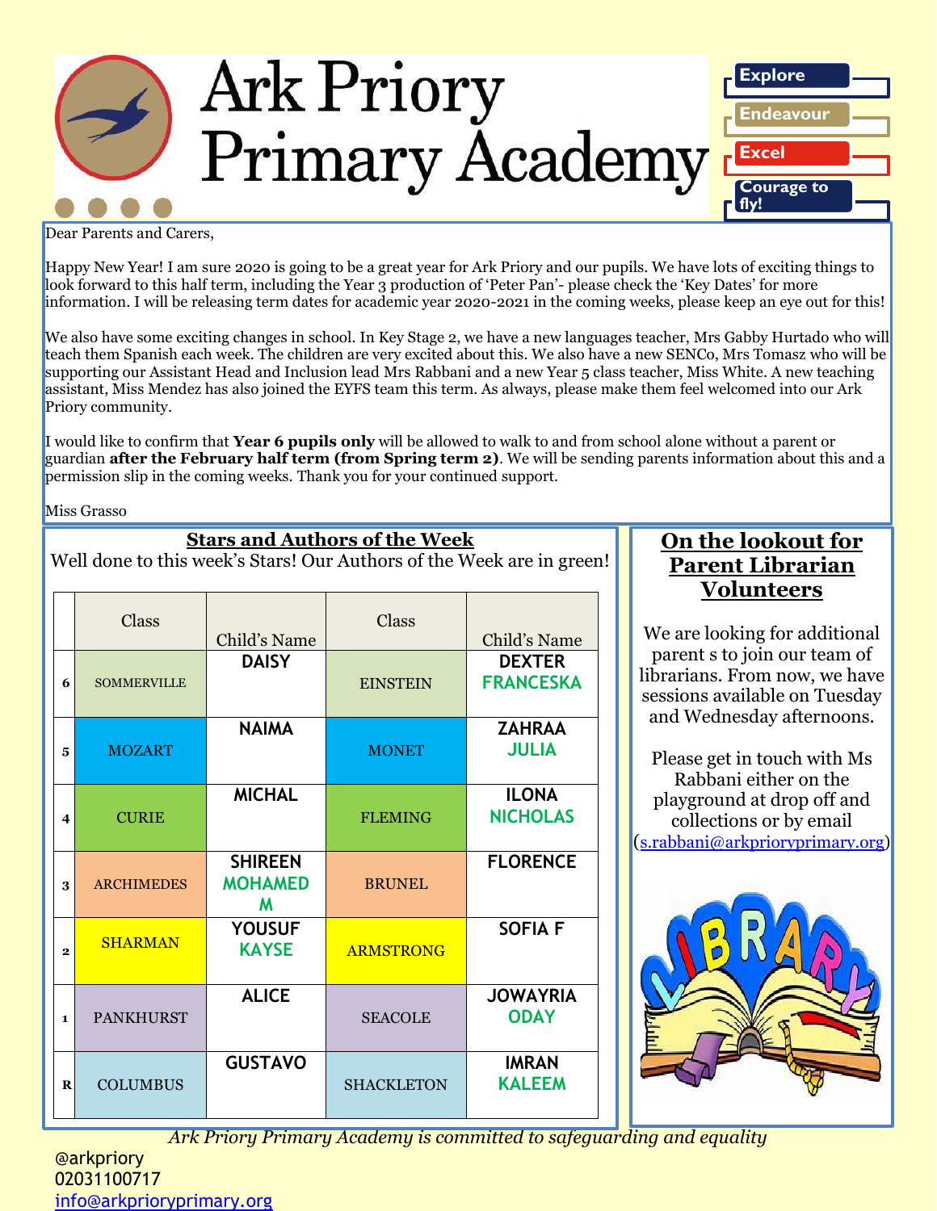# Ark Priory Primary Academy

Explore
Endeavour
Excel
Courage to fly!

Dear Parents and Carers,

Happy New Year! I am sure 2020 is going to be a great year for Ark Priory and our pupils. We have lots of exciting things to look forward to this half term, including the Year 3 production of 'Peter Pan'- please check the 'Key Dates' for more information. I will be releasing term dates for academic year 2020-2021 in the coming weeks, please keep an eye out for this!

We also have some exciting changes in school. In Key Stage 2, we have a new languages teacher, Mrs Gabby Hurtado who will teach them Spanish each week. The children are very excited about this. We also have a new SENCo, Mrs Tomasz who will be supporting our Assistant Head and Inclusion lead Mrs Rabbani and a new Year 5 class teacher, Miss White. A new teaching assistant, Miss Mendez has also joined the EYFS team this term. As always, please make them feel welcomed into our Ark Priory community.

I would like to confirm that **Year 6 pupils only** will be allowed to walk to and from school alone without a parent or guardian **after the February half term (from Spring term 2)**. We will be sending parents information about this and a permission slip in the coming weeks. Thank you for your continued support.

Miss Grasso

## Stars and Authors of the Week

Well done to this week's Stars! Our Authors of the Week are in green!

| | Class | Child's Name | Class | Child's Name |
|---|---|---|---|---|
| 6 | SOMMERVILLE | DAISY | EINSTEIN | DEXTER<br>FRANCESKA |
| 5 | MOZART | NAIMA | MONET | ZAHRAA<br>JULIA |
| 4 | CURIE | MICHAL | FLEMING | ILONA<br>NICHOLAS |
| 3 | ARCHIMEDES | SHIREEN<br>MOHAMED M | BRUNEL | FLORENCE |
| 2 | SHARMAN | YOUSUF<br>KAYSE | ARMSTRONG | SOFIA F |
| 1 | PANKHURST | ALICE | SEACOLE | JOWAYRIA<br>ODAY |
| R | COLUMBUS | GUSTAVO | SHACKLETON | IMRAN<br>KALEEM |

## On the lookout for Parent Librarian Volunteers

We are looking for additional parent s to join our team of librarians. From now, we have sessions available on Tuesday and Wednesday afternoons.

Please get in touch with Ms Rabbani either on the playground at drop off and collections or by email (s.rabbani@arkprioryprimary.org)

*Ark Priory Primary Academy is committed to safeguarding and equality*

@arkpriory
02031100717
info@arkprioryprimary.org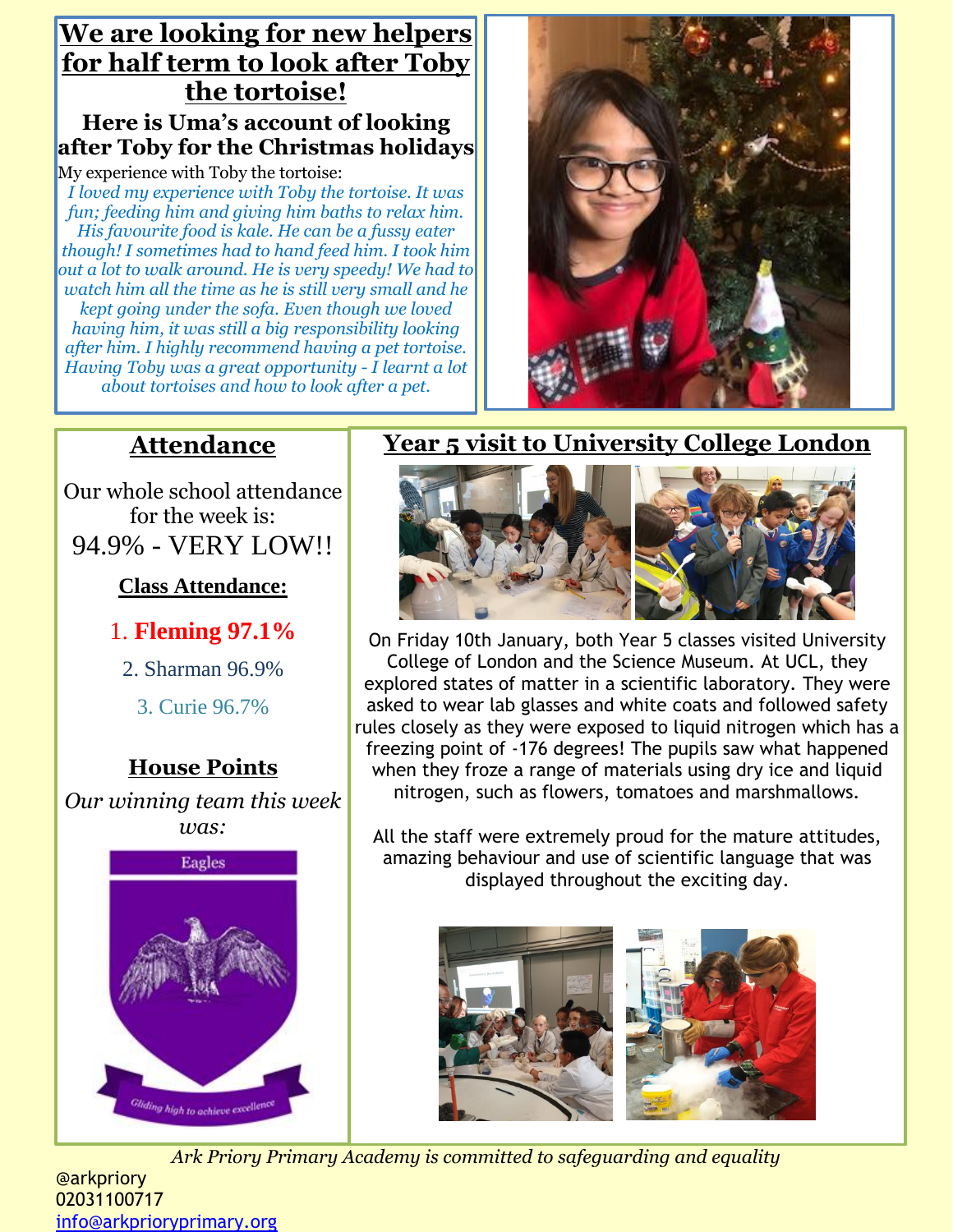# We are looking for new helpers for half term to look after Toby the tortoise!

### Here is Uma's account of looking after Toby for the Christmas holidays

My experience with Toby the tortoise:

*I loved my experience with Toby the tortoise. It was fun; feeding him and giving him baths to relax him. His favourite food is kale. He can be a fussy eater though! I sometimes had to hand feed him. I took him out a lot to walk around. He is very speedy! We had to watch him all the time as he is still very small and he kept going under the sofa. Even though we loved having him, it was still a big responsibility looking after him. I highly recommend having a pet tortoise. Having Toby was a great opportunity - I learnt a lot about tortoises and how to look after a pet.*

## Attendance

Our whole school attendance for the week is:

94.9% - VERY LOW!!

**Class Attendance:**

1. **Fleming 97.1%**
2. Sharman 96.9%
3. Curie 96.7%

## House Points

*Our winning team this week was:*

Eagles

*Gliding high to achieve excellence*

## Year 5 visit to University College London

On Friday 10th January, both Year 5 classes visited University College of London and the Science Museum. At UCL, they explored states of matter in a scientific laboratory. They were asked to wear lab glasses and white coats and followed safety rules closely as they were exposed to liquid nitrogen which has a freezing point of -176 degrees! The pupils saw what happened when they froze a range of materials using dry ice and liquid nitrogen, such as flowers, tomatoes and marshmallows.

All the staff were extremely proud for the mature attitudes, amazing behaviour and use of scientific language that was displayed throughout the exciting day.

*Ark Priory Primary Academy is committed to safeguarding and equality*

@arkpriory
02031100717
info@arkprioryprimary.org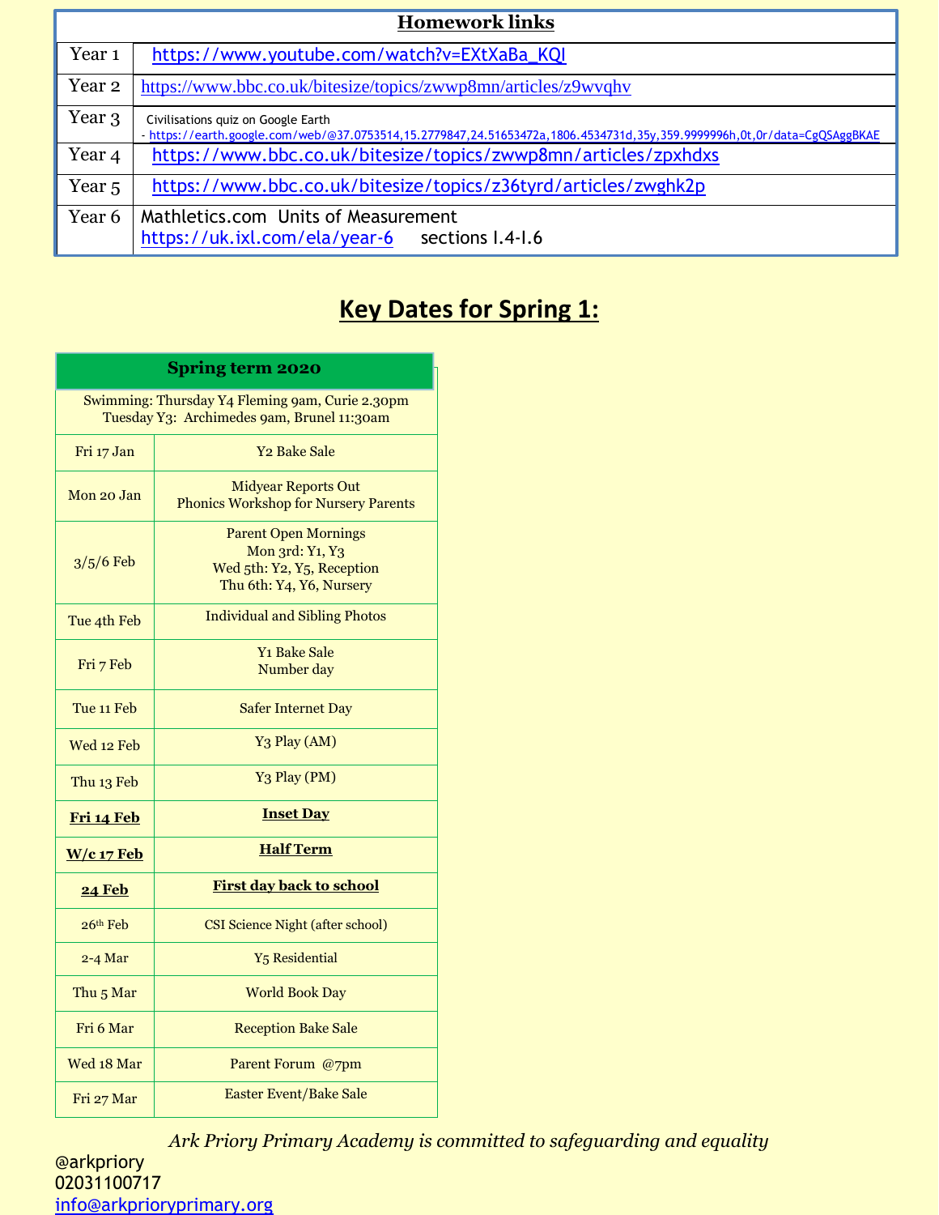## Homework links

| Year | Link |
| --- | --- |
| Year 1 | https://www.youtube.com/watch?v=EXtXaBa_KQI |
| Year 2 | https://www.bbc.co.uk/bitesize/topics/zwwp8mn/articles/z9wvqhv |
| Year 3 | Civilisations quiz on Google Earth - https://earth.google.com/web/@37.0753514,15.2779847,24.51653472a,1806.4534731d,35y,359.9999996h,0t,0r/data=CgQSAggBKAE |
| Year 4 | https://www.bbc.co.uk/bitesize/topics/zwwp8mn/articles/zpxhdxs |
| Year 5 | https://www.bbc.co.uk/bitesize/topics/z36tyrd/articles/zwghk2p |
| Year 6 | Mathletics.com Units of Measurement<br>https://uk.ixl.com/ela/year-6 sections I.4-I.6 |

## Key Dates for Spring 1:

| **Spring term 2020** | |
| --- | --- |
| Swimming: Thursday Y4 Fleming 9am, Curie 2.30pm<br>Tuesday Y3: Archimedes 9am, Brunel 11:30am | |
| Fri 17 Jan | Y2 Bake Sale |
| Mon 20 Jan | Midyear Reports Out<br>Phonics Workshop for Nursery Parents |
| 3/5/6 Feb | Parent Open Mornings<br>Mon 3rd: Y1, Y3<br>Wed 5th: Y2, Y5, Reception<br>Thu 6th: Y4, Y6, Nursery |
| Tue 4th Feb | Individual and Sibling Photos |
| Fri 7 Feb | Y1 Bake Sale<br>Number day |
| Tue 11 Feb | Safer Internet Day |
| Wed 12 Feb | Y3 Play (AM) |
| Thu 13 Feb | Y3 Play (PM) |
| **Fri 14 Feb** | **Inset Day** |
| **W/c 17 Feb** | **Half Term** |
| **24 Feb** | **First day back to school** |
| 26th Feb | CSI Science Night (after school) |
| 2-4 Mar | Y5 Residential |
| Thu 5 Mar | World Book Day |
| Fri 6 Mar | Reception Bake Sale |
| Wed 18 Mar | Parent Forum @7pm |
| Fri 27 Mar | Easter Event/Bake Sale |

*Ark Priory Primary Academy is committed to safeguarding and equality*

@arkpriory
02031100717
info@arkprioryprimary.org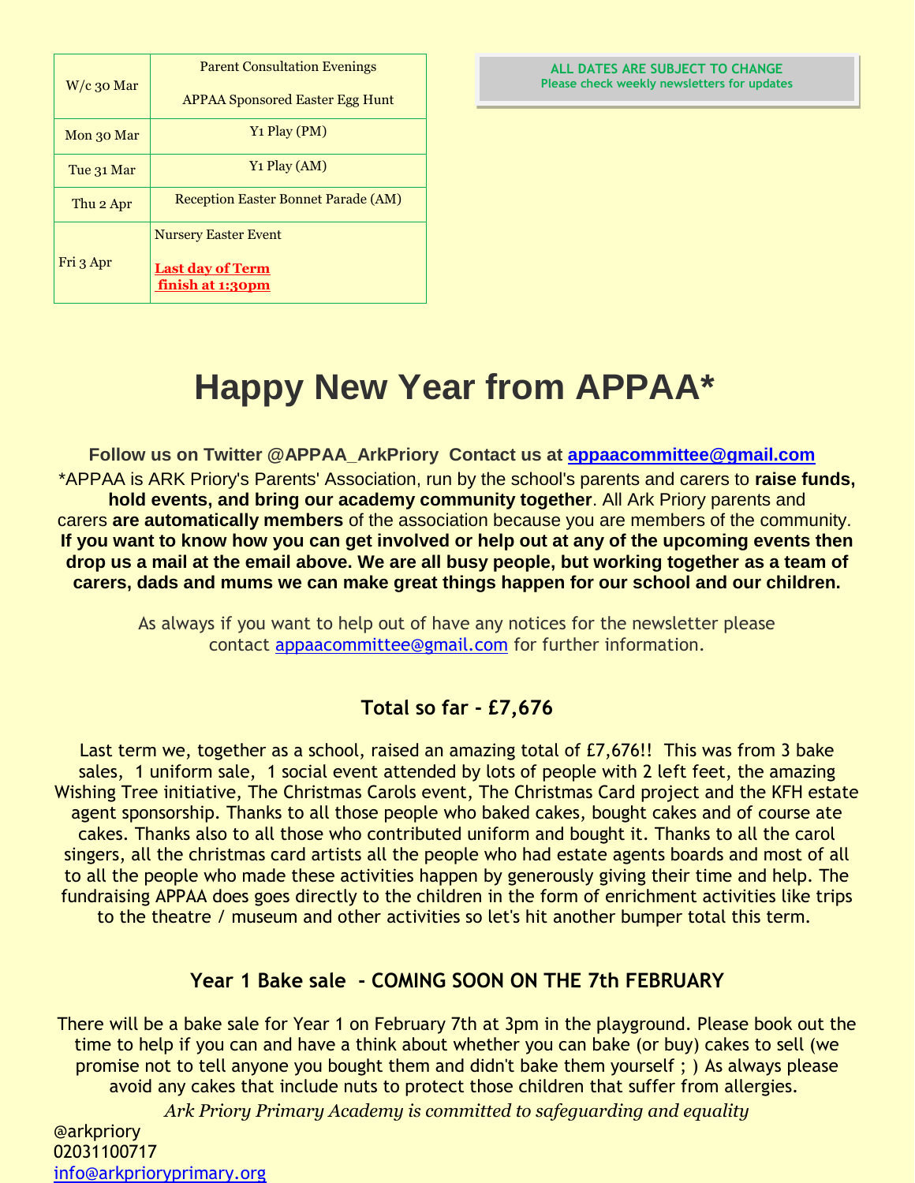| W/c 30 Mar | Parent Consultation Evenings<br><br>APPAA Sponsored Easter Egg Hunt |
|---|---|
| Mon 30 Mar | Y1 Play (PM) |
| Tue 31 Mar | Y1 Play (AM) |
| Thu 2 Apr | Reception Easter Bonnet Parade (AM) |
| Fri 3 Apr | Nursery Easter Event<br><br>**Last day of Term finish at 1:30pm** |

**ALL DATES ARE SUBJECT TO CHANGE**
**Please check weekly newsletters for updates**

# Happy New Year from APPAA*

**Follow us on Twitter @APPAA_ArkPriory Contact us at appaacommittee@gmail.com**

*APPAA is ARK Priory's Parents' Association, run by the school's parents and carers to **raise funds, hold events, and bring our academy community together**. All Ark Priory parents and carers **are automatically members** of the association because you are members of the community. **If you want to know how you can get involved or help out at any of the upcoming events then drop us a mail at the email above. We are all busy people, but working together as a team of carers, dads and mums we can make great things happen for our school and our children.**

As always if you want to help out of have any notices for the newsletter please contact appaacommittee@gmail.com for further information.

### Total so far - £7,676

Last term we, together as a school, raised an amazing total of £7,676!! This was from 3 bake sales, 1 uniform sale, 1 social event attended by lots of people with 2 left feet, the amazing Wishing Tree initiative, The Christmas Carols event, The Christmas Card project and the KFH estate agent sponsorship. Thanks to all those people who baked cakes, bought cakes and of course ate cakes. Thanks also to all those who contributed uniform and bought it. Thanks to all the carol singers, all the christmas card artists all the people who had estate agents boards and most of all to all the people who made these activities happen by generously giving their time and help. The fundraising APPAA does goes directly to the children in the form of enrichment activities like trips to the theatre / museum and other activities so let's hit another bumper total this term.

### Year 1 Bake sale - COMING SOON ON THE 7th FEBRUARY

There will be a bake sale for Year 1 on February 7th at 3pm in the playground. Please book out the time to help if you can and have a think about whether you can bake (or buy) cakes to sell (we promise not to tell anyone you bought them and didn't bake them yourself ; ) As always please avoid any cakes that include nuts to protect those children that suffer from allergies.

*Ark Priory Primary Academy is committed to safeguarding and equality*

@arkpriory
02031100717
info@arkprioryprimary.org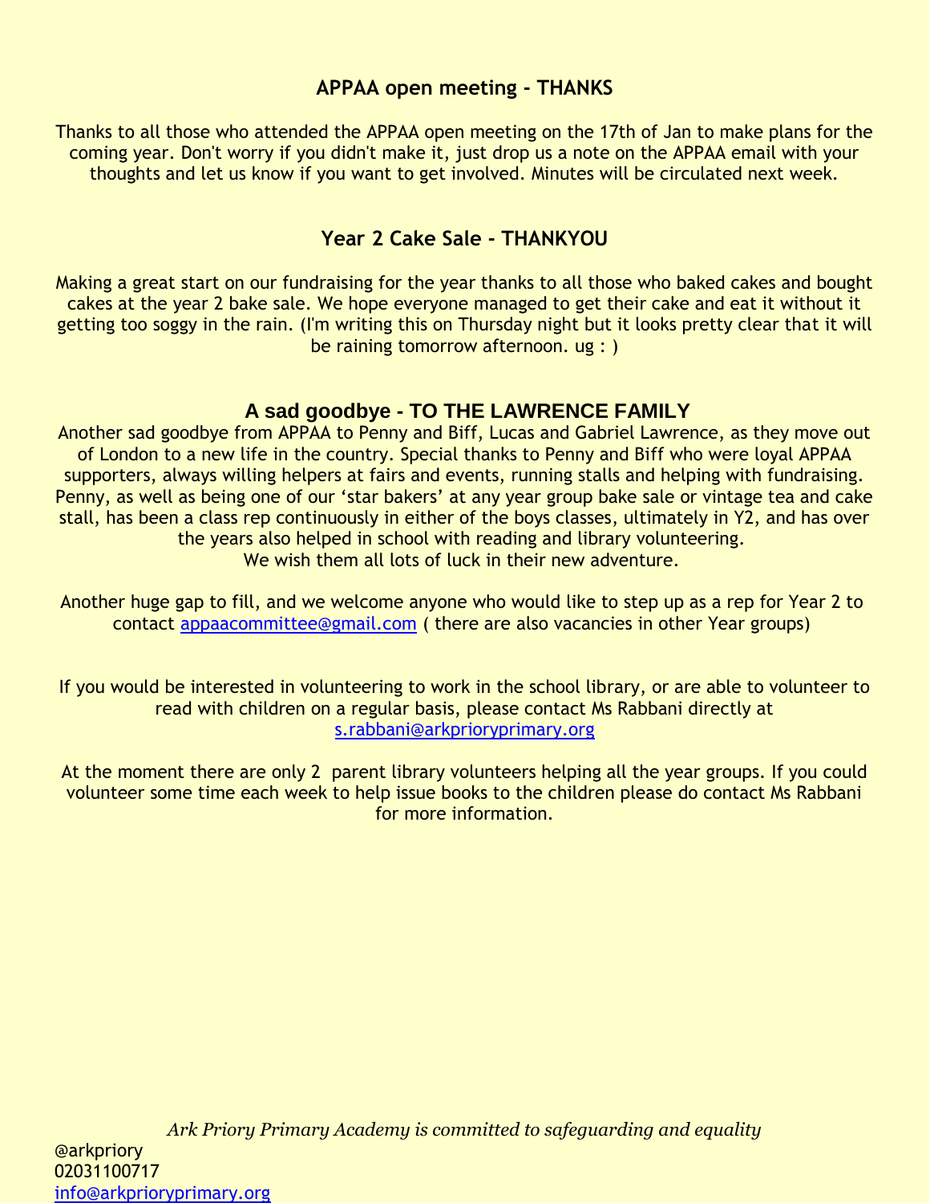## APPAA open meeting - THANKS

Thanks to all those who attended the APPAA open meeting on the 17th of Jan to make plans for the coming year. Don't worry if you didn't make it, just drop us a note on the APPAA email with your thoughts and let us know if you want to get involved. Minutes will be circulated next week.

## Year 2 Cake Sale - THANKYOU

Making a great start on our fundraising for the year thanks to all those who baked cakes and bought cakes at the year 2 bake sale. We hope everyone managed to get their cake and eat it without it getting too soggy in the rain. (I'm writing this on Thursday night but it looks pretty clear that it will be raining tomorrow afternoon. ug : )

## A sad goodbye - TO THE LAWRENCE FAMILY

Another sad goodbye from APPAA to Penny and Biff, Lucas and Gabriel Lawrence, as they move out of London to a new life in the country. Special thanks to Penny and Biff who were loyal APPAA supporters, always willing helpers at fairs and events, running stalls and helping with fundraising. Penny, as well as being one of our 'star bakers' at any year group bake sale or vintage tea and cake stall, has been a class rep continuously in either of the boys classes, ultimately in Y2, and has over the years also helped in school with reading and library volunteering.
We wish them all lots of luck in their new adventure.

Another huge gap to fill, and we welcome anyone who would like to step up as a rep for Year 2 to contact appaacommittee@gmail.com ( there are also vacancies in other Year groups)

If you would be interested in volunteering to work in the school library, or are able to volunteer to read with children on a regular basis, please contact Ms Rabbani directly at s.rabbani@arkprioryprimary.org

At the moment there are only 2 parent library volunteers helping all the year groups. If you could volunteer some time each week to help issue books to the children please do contact Ms Rabbani for more information.

*Ark Priory Primary Academy is committed to safeguarding and equality*

@arkpriory
02031100717
info@arkprioryprimary.org